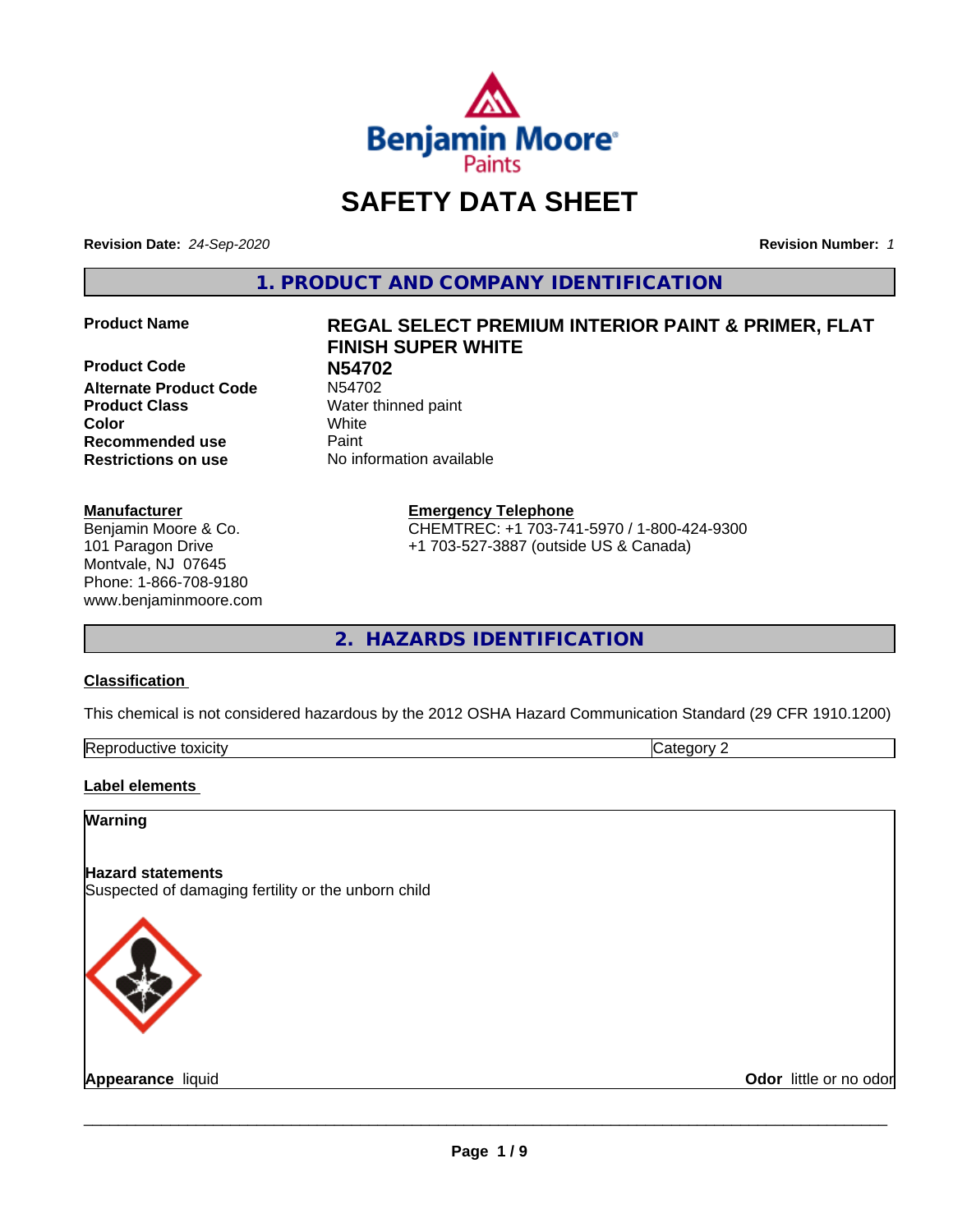Benjamin Moore Paints

# SAFETY DATA SHEET

**Revision Date:** *24-Sep-2020* **Revision Number:** *1*

## 1. PRODUCT AND COMPANY IDENTIFICATION

| | |
|---|---|
| **Product Name** | **REGAL SELECT PREMIUM INTERIOR PAINT & PRIMER, FLAT FINISH SUPER WHITE** |
| **Product Code** | **N54702** |
| **Alternate Product Code** | N54702 |
| **Product Class** | Water thinned paint |
| **Color** | White |
| **Recommended use** | Paint |
| **Restrictions on use** | No information available |

**Manufacturer**
Benjamin Moore & Co.
101 Paragon Drive
Montvale, NJ 07645
Phone: 1-866-708-9180
www.benjaminmoore.com

**Emergency Telephone**
CHEMTREC: +1 703-741-5970 / 1-800-424-9300
+1 703-527-3887 (outside US & Canada)

## 2. HAZARDS IDENTIFICATION

**Classification**

This chemical is not considered hazardous by the 2012 OSHA Hazard Communication Standard (29 CFR 1910.1200)

| Reproductive toxicity | Category 2 |
|---|---|

**Label elements**

**Warning**

**Hazard statements**
Suspected of damaging fertility or the unborn child

**Appearance** liquid **Odor** little or no odor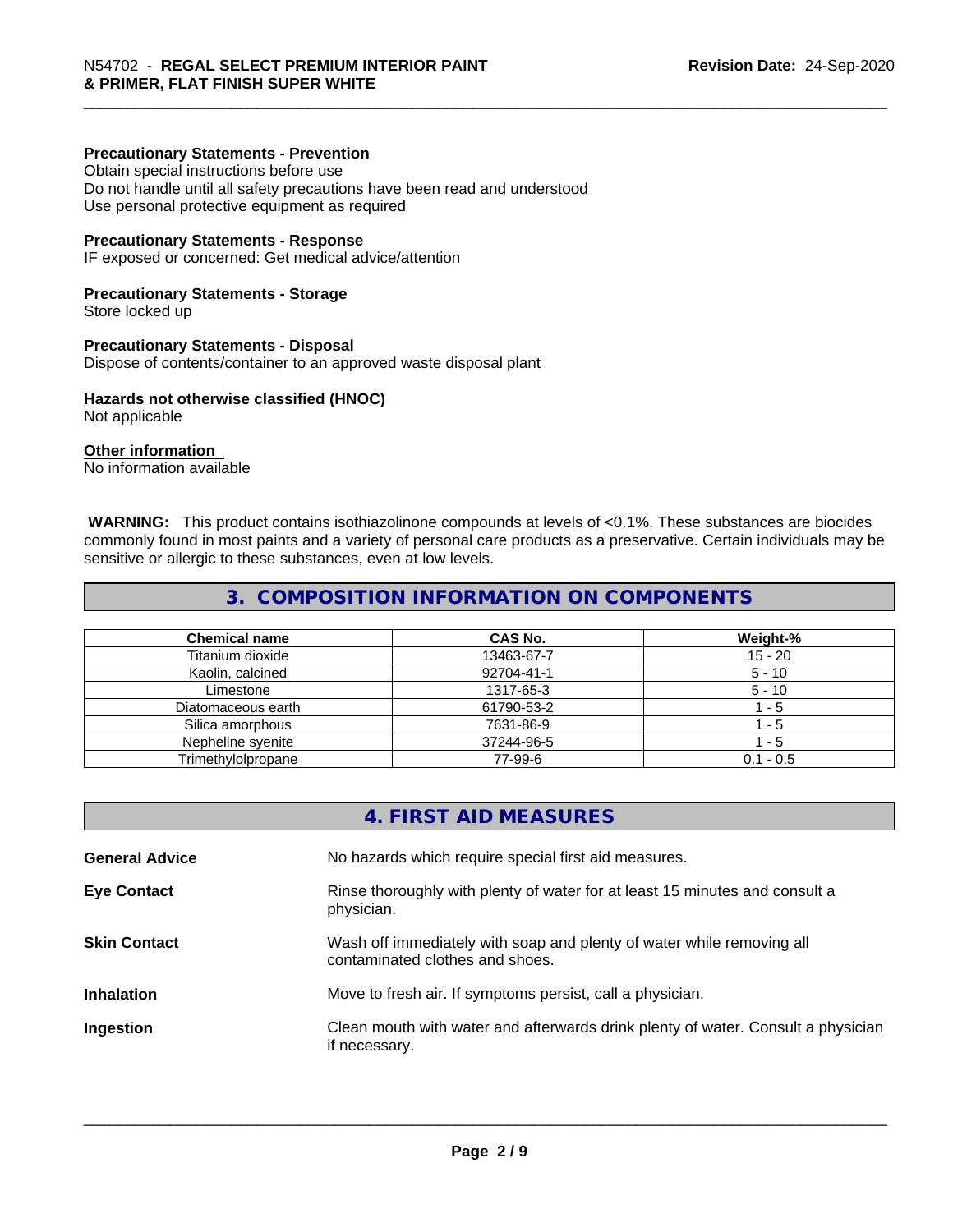**Precautionary Statements - Prevention**
Obtain special instructions before use
Do not handle until all safety precautions have been read and understood
Use personal protective equipment as required

**Precautionary Statements - Response**
IF exposed or concerned: Get medical advice/attention

**Precautionary Statements - Storage**
Store locked up

**Precautionary Statements - Disposal**
Dispose of contents/container to an approved waste disposal plant

**Hazards not otherwise classified (HNOC)**
Not applicable

**Other information**
No information available

**WARNING:** This product contains isothiazolinone compounds at levels of <0.1%. These substances are biocides commonly found in most paints and a variety of personal care products as a preservative. Certain individuals may be sensitive or allergic to these substances, even at low levels.

## 3. COMPOSITION INFORMATION ON COMPONENTS

| Chemical name | CAS No. | Weight-% |
|---|---|---|
| Titanium dioxide | 13463-67-7 | 15 - 20 |
| Kaolin, calcined | 92704-41-1 | 5 - 10 |
| Limestone | 1317-65-3 | 5 - 10 |
| Diatomaceous earth | 61790-53-2 | 1 - 5 |
| Silica amorphous | 7631-86-9 | 1 - 5 |
| Nepheline syenite | 37244-96-5 | 1 - 5 |
| Trimethylolpropane | 77-99-6 | 0.1 - 0.5 |

## 4. FIRST AID MEASURES

**General Advice** No hazards which require special first aid measures.

**Eye Contact** Rinse thoroughly with plenty of water for at least 15 minutes and consult a physician.

**Skin Contact** Wash off immediately with soap and plenty of water while removing all contaminated clothes and shoes.

**Inhalation** Move to fresh air. If symptoms persist, call a physician.

**Ingestion** Clean mouth with water and afterwards drink plenty of water. Consult a physician if necessary.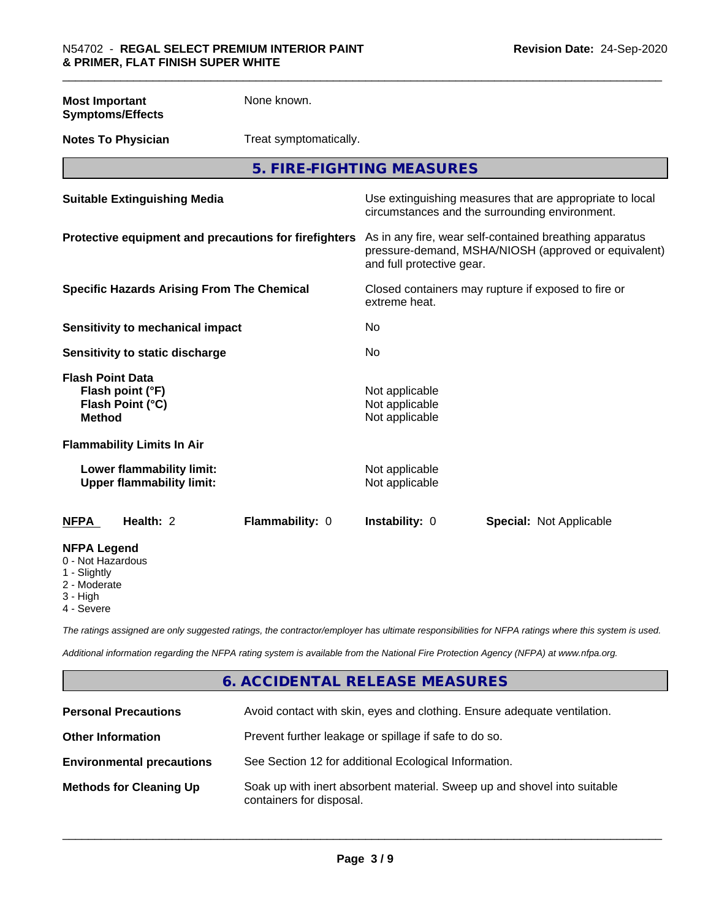| | |
|---|---|
| **Most Important Symptoms/Effects** | None known. |
| **Notes To Physician** | Treat symptomatically. |

## 5. FIRE-FIGHTING MEASURES

| | |
|---|---|
| **Suitable Extinguishing Media** | Use extinguishing measures that are appropriate to local circumstances and the surrounding environment. |
| **Protective equipment and precautions for firefighters** | As in any fire, wear self-contained breathing apparatus pressure-demand, MSHA/NIOSH (approved or equivalent) and full protective gear. |
| **Specific Hazards Arising From The Chemical** | Closed containers may rupture if exposed to fire or extreme heat. |
| **Sensitivity to mechanical impact** | No |
| **Sensitivity to static discharge** | No |

**Flash Point Data**

| | |
|---|---|
| **Flash point (°F)** | Not applicable |
| **Flash Point (°C)** | Not applicable |
| **Method** | Not applicable |

**Flammability Limits In Air**

| | |
|---|---|
| **Lower flammability limit:** | Not applicable |
| **Upper flammability limit:** | Not applicable |

| **NFPA** | **Health:** 2 | **Flammability:** 0 | **Instability:** 0 | **Special:** Not Applicable |
|---|---|---|---|---|

**NFPA Legend**
- 0 - Not Hazardous
- 1 - Slightly
- 2 - Moderate
- 3 - High
- 4 - Severe

*The ratings assigned are only suggested ratings, the contractor/employer has ultimate responsibilities for NFPA ratings where this system is used.*

*Additional information regarding the NFPA rating system is available from the National Fire Protection Agency (NFPA) at www.nfpa.org.*

## 6. ACCIDENTAL RELEASE MEASURES

| | |
|---|---|
| **Personal Precautions** | Avoid contact with skin, eyes and clothing. Ensure adequate ventilation. |
| **Other Information** | Prevent further leakage or spillage if safe to do so. |
| **Environmental precautions** | See Section 12 for additional Ecological Information. |
| **Methods for Cleaning Up** | Soak up with inert absorbent material. Sweep up and shovel into suitable containers for disposal. |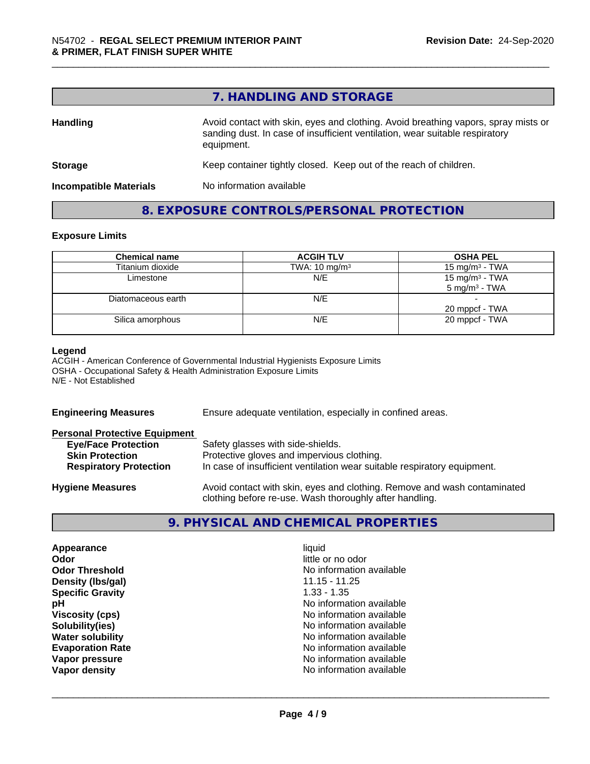## 7. HANDLING AND STORAGE

**Handling** Avoid contact with skin, eyes and clothing. Avoid breathing vapors, spray mists or sanding dust. In case of insufficient ventilation, wear suitable respiratory equipment.

**Storage** Keep container tightly closed. Keep out of the reach of children.

**Incompatible Materials** No information available

## 8. EXPOSURE CONTROLS/PERSONAL PROTECTION

### Exposure Limits

| Chemical name | ACGIH TLV | OSHA PEL |
|---|---|---|
| Titanium dioxide | TWA: 10 mg/m³ | 15 mg/m³ - TWA |
| Limestone | N/E | 15 mg/m³ - TWA<br>5 mg/m³ - TWA |
| Diatomaceous earth | N/E | -<br>20 mppcf - TWA |
| Silica amorphous | N/E | 20 mppcf - TWA |

**Legend**
ACGIH - American Conference of Governmental Industrial Hygienists Exposure Limits
OSHA - Occupational Safety & Health Administration Exposure Limits
N/E - Not Established

**Engineering Measures** Ensure adequate ventilation, especially in confined areas.

**Personal Protective Equipment**
- **Eye/Face Protection** Safety glasses with side-shields.
- **Skin Protection** Protective gloves and impervious clothing.
- **Respiratory Protection** In case of insufficient ventilation wear suitable respiratory equipment.

**Hygiene Measures** Avoid contact with skin, eyes and clothing. Remove and wash contaminated clothing before re-use. Wash thoroughly after handling.

## 9. PHYSICAL AND CHEMICAL PROPERTIES

| | |
|---|---|
| **Appearance** | liquid |
| **Odor** | little or no odor |
| **Odor Threshold** | No information available |
| **Density (lbs/gal)** | 11.15 - 11.25 |
| **Specific Gravity** | 1.33 - 1.35 |
| **pH** | No information available |
| **Viscosity (cps)** | No information available |
| **Solubility(ies)** | No information available |
| **Water solubility** | No information available |
| **Evaporation Rate** | No information available |
| **Vapor pressure** | No information available |
| **Vapor density** | No information available |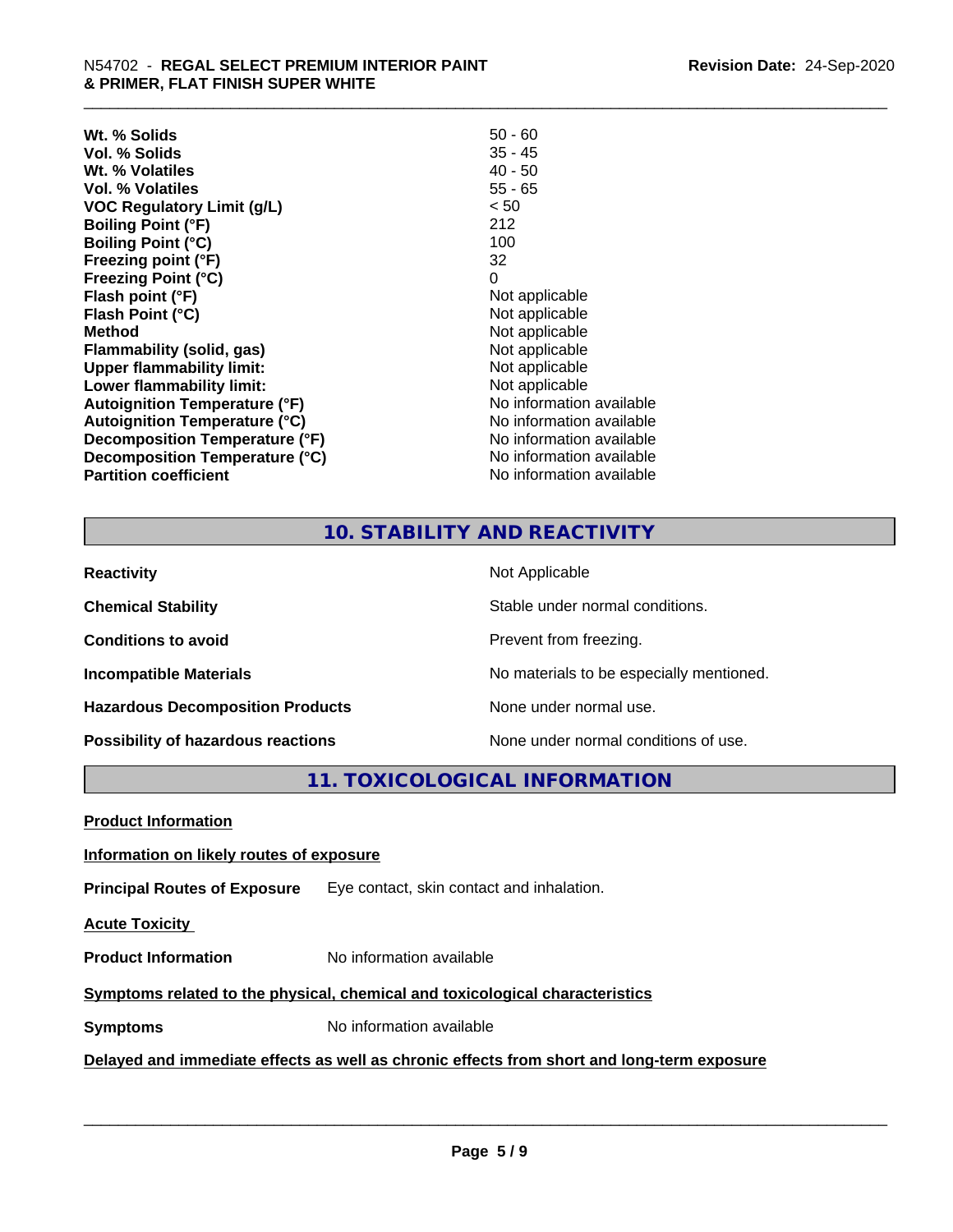| | |
|---|---|
| **Wt. % Solids** | 50 - 60 |
| **Vol. % Solids** | 35 - 45 |
| **Wt. % Volatiles** | 40 - 50 |
| **Vol. % Volatiles** | 55 - 65 |
| **VOC Regulatory Limit (g/L)** | < 50 |
| **Boiling Point (°F)** | 212 |
| **Boiling Point (°C)** | 100 |
| **Freezing point (°F)** | 32 |
| **Freezing Point (°C)** | 0 |
| **Flash point (°F)** | Not applicable |
| **Flash Point (°C)** | Not applicable |
| **Method** | Not applicable |
| **Flammability (solid, gas)** | Not applicable |
| **Upper flammability limit:** | Not applicable |
| **Lower flammability limit:** | Not applicable |
| **Autoignition Temperature (°F)** | No information available |
| **Autoignition Temperature (°C)** | No information available |
| **Decomposition Temperature (°F)** | No information available |
| **Decomposition Temperature (°C)** | No information available |
| **Partition coefficient** | No information available |

## 10. STABILITY AND REACTIVITY

| | |
|---|---|
| **Reactivity** | Not Applicable |
| **Chemical Stability** | Stable under normal conditions. |
| **Conditions to avoid** | Prevent from freezing. |
| **Incompatible Materials** | No materials to be especially mentioned. |
| **Hazardous Decomposition Products** | None under normal use. |
| **Possibility of hazardous reactions** | None under normal conditions of use. |

## 11. TOXICOLOGICAL INFORMATION

**Product Information**

**Information on likely routes of exposure**

**Principal Routes of Exposure** Eye contact, skin contact and inhalation.

**Acute Toxicity**

**Product Information** No information available

**Symptoms related to the physical, chemical and toxicological characteristics**

**Symptoms** No information available

**Delayed and immediate effects as well as chronic effects from short and long-term exposure**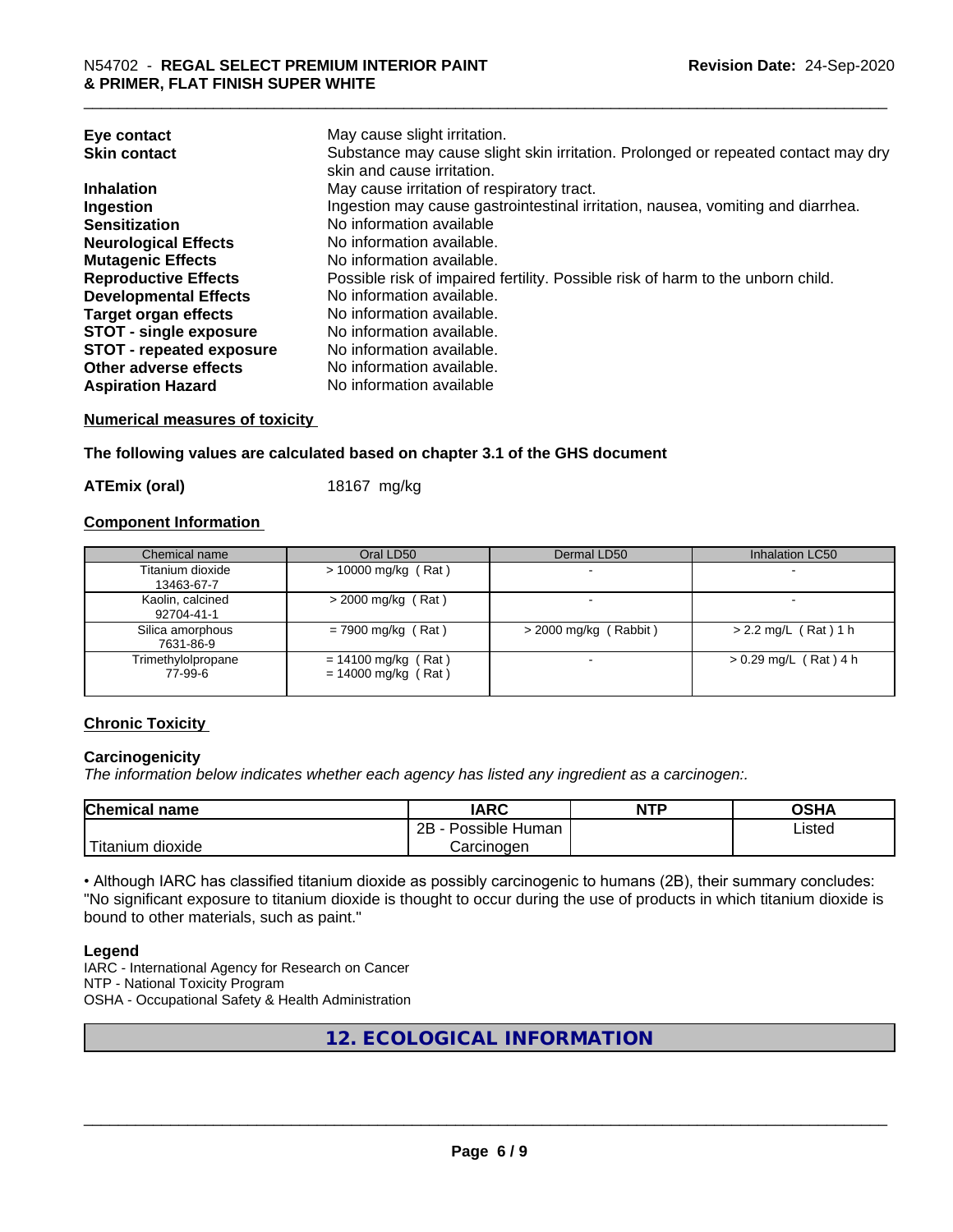| | |
|---|---|
| **Eye contact** | May cause slight irritation. |
| **Skin contact** | Substance may cause slight skin irritation. Prolonged or repeated contact may dry skin and cause irritation. |
| **Inhalation** | May cause irritation of respiratory tract. |
| **Ingestion** | Ingestion may cause gastrointestinal irritation, nausea, vomiting and diarrhea. |
| **Sensitization** | No information available |
| **Neurological Effects** | No information available. |
| **Mutagenic Effects** | No information available. |
| **Reproductive Effects** | Possible risk of impaired fertility. Possible risk of harm to the unborn child. |
| **Developmental Effects** | No information available. |
| **Target organ effects** | No information available. |
| **STOT - single exposure** | No information available. |
| **STOT - repeated exposure** | No information available. |
| **Other adverse effects** | No information available. |
| **Aspiration Hazard** | No information available |

**Numerical measures of toxicity**

**The following values are calculated based on chapter 3.1 of the GHS document**

**ATEmix (oral)** 18167 mg/kg

**Component Information**

| Chemical name | Oral LD50 | Dermal LD50 | Inhalation LC50 |
|---|---|---|---|
| Titanium dioxide 13463-67-7 | > 10000 mg/kg ( Rat ) | - | - |
| Kaolin, calcined 92704-41-1 | > 2000 mg/kg ( Rat ) | - | - |
| Silica amorphous 7631-86-9 | = 7900 mg/kg ( Rat ) | > 2000 mg/kg ( Rabbit ) | > 2.2 mg/L ( Rat ) 1 h |
| Trimethylolpropane 77-99-6 | = 14100 mg/kg ( Rat ) = 14000 mg/kg ( Rat ) | - | > 0.29 mg/L ( Rat ) 4 h |

**Chronic Toxicity**

**Carcinogenicity**

*The information below indicates whether each agency has listed any ingredient as a carcinogen:.*

| Chemical name | IARC | NTP | OSHA |
|---|---|---|---|
| Titanium dioxide | 2B - Possible Human Carcinogen | | Listed |

• Although IARC has classified titanium dioxide as possibly carcinogenic to humans (2B), their summary concludes: "No significant exposure to titanium dioxide is thought to occur during the use of products in which titanium dioxide is bound to other materials, such as paint."

**Legend**

IARC - International Agency for Research on Cancer
NTP - National Toxicity Program
OSHA - Occupational Safety & Health Administration

## 12. ECOLOGICAL INFORMATION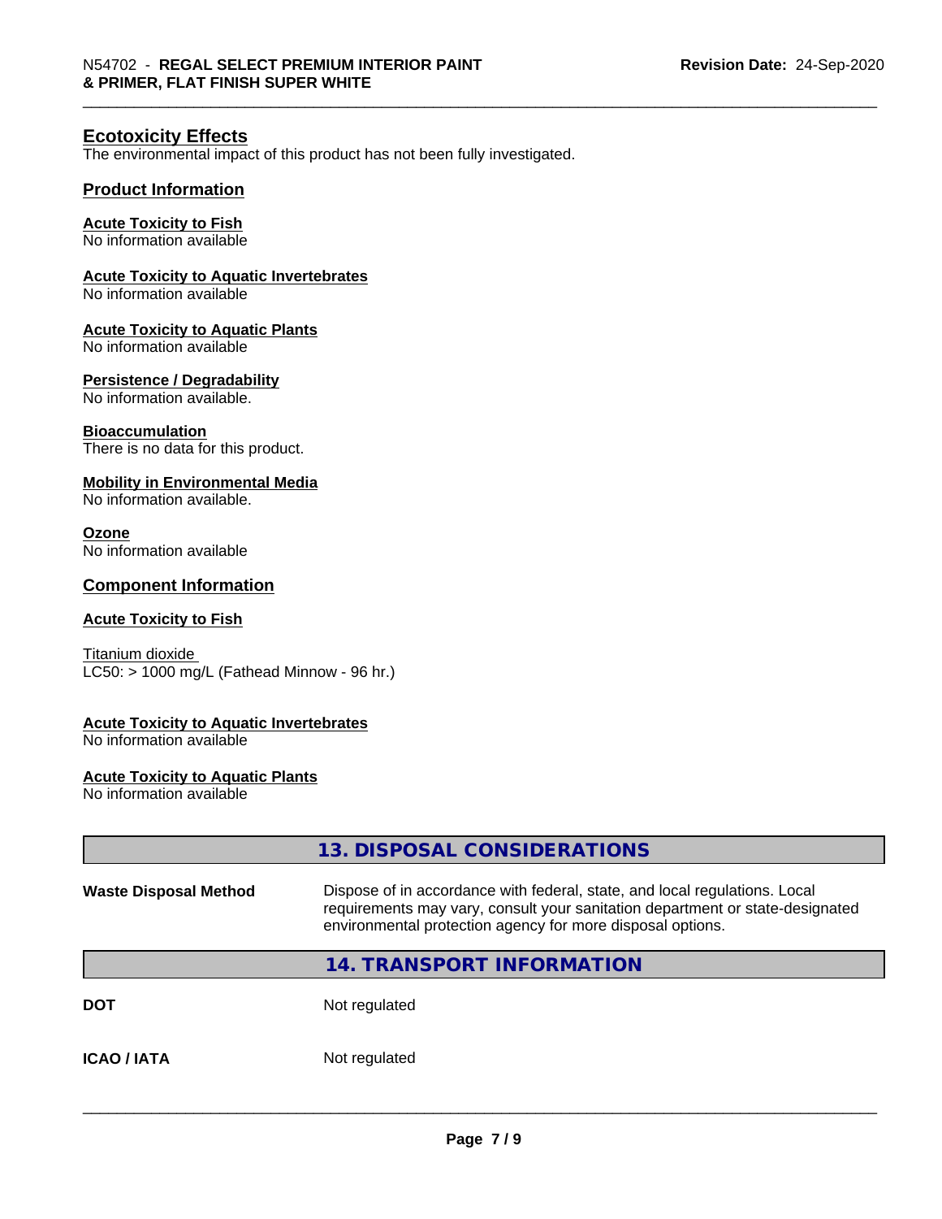### Ecotoxicity Effects

The environmental impact of this product has not been fully investigated.

### Product Information

**Acute Toxicity to Fish**
No information available

**Acute Toxicity to Aquatic Invertebrates**
No information available

**Acute Toxicity to Aquatic Plants**
No information available

**Persistence / Degradability**
No information available.

**Bioaccumulation**
There is no data for this product.

**Mobility in Environmental Media**
No information available.

**Ozone**
No information available

### Component Information

**Acute Toxicity to Fish**

Titanium dioxide
LC50: > 1000 mg/L (Fathead Minnow - 96 hr.)

**Acute Toxicity to Aquatic Invertebrates**
No information available

**Acute Toxicity to Aquatic Plants**
No information available

## 13. DISPOSAL CONSIDERATIONS

| | |
|---|---|
| **Waste Disposal Method** | Dispose of in accordance with federal, state, and local regulations. Local requirements may vary, consult your sanitation department or state-designated environmental protection agency for more disposal options. |

## 14. TRANSPORT INFORMATION

| | |
|---|---|
| **DOT** | Not regulated |
| **ICAO / IATA** | Not regulated |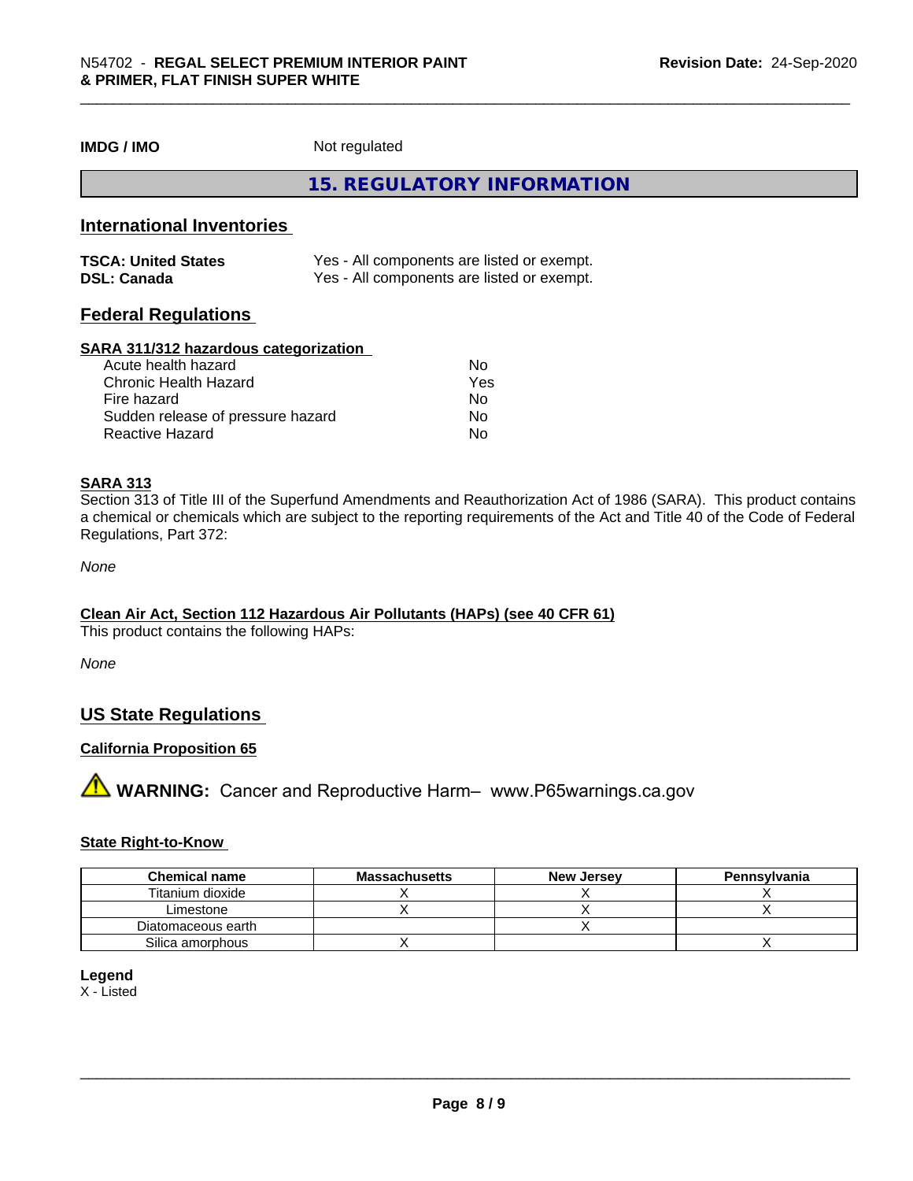**IMDG / IMO** Not regulated

## 15. REGULATORY INFORMATION

### International Inventories

| | |
|---|---|
| **TSCA: United States** | Yes - All components are listed or exempt. |
| **DSL: Canada** | Yes - All components are listed or exempt. |

### Federal Regulations

**SARA 311/312 hazardous categorization**

| | |
|---|---|
| Acute health hazard | No |
| Chronic Health Hazard | Yes |
| Fire hazard | No |
| Sudden release of pressure hazard | No |
| Reactive Hazard | No |

**SARA 313**

Section 313 of Title III of the Superfund Amendments and Reauthorization Act of 1986 (SARA). This product contains a chemical or chemicals which are subject to the reporting requirements of the Act and Title 40 of the Code of Federal Regulations, Part 372:

*None*

**Clean Air Act, Section 112 Hazardous Air Pollutants (HAPs) (see 40 CFR 61)**

This product contains the following HAPs:

*None*

### US State Regulations

**California Proposition 65**

⚠ **WARNING:** Cancer and Reproductive Harm– www.P65warnings.ca.gov

**State Right-to-Know**

| Chemical name | Massachusetts | New Jersey | Pennsylvania |
|---|---|---|---|
| Titanium dioxide | X | X | X |
| Limestone | X | X | X |
| Diatomaceous earth | | X | |
| Silica amorphous | X | | X |

**Legend**

X - Listed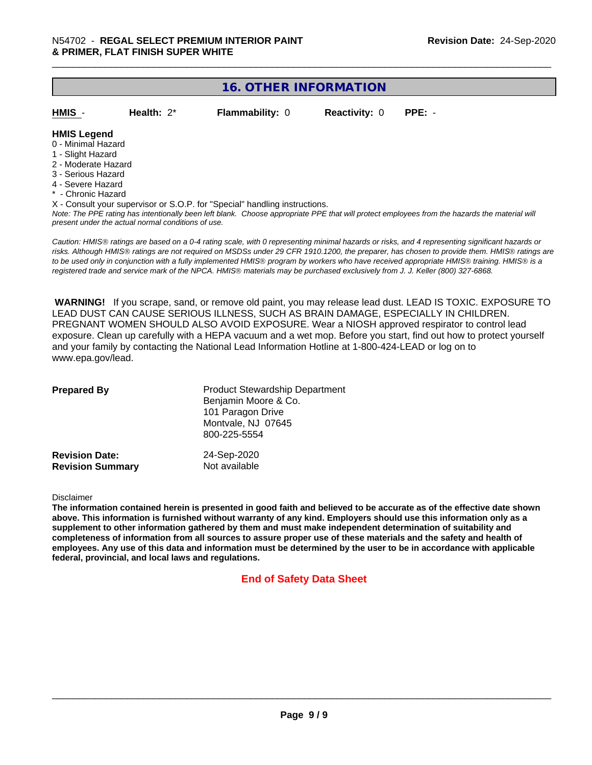## 16. OTHER INFORMATION

| | | | | |
|---|---|---|---|---|
| **HMIS** - | **Health:** 2* | **Flammability:** 0 | **Reactivity:** 0 | **PPE:** - |

**HMIS Legend**

0 - Minimal Hazard
1 - Slight Hazard
2 - Moderate Hazard
3 - Serious Hazard
4 - Severe Hazard
* - Chronic Hazard
X - Consult your supervisor or S.O.P. for "Special" handling instructions.

*Note: The PPE rating has intentionally been left blank. Choose appropriate PPE that will protect employees from the hazards the material will present under the actual normal conditions of use.*

*Caution: HMIS® ratings are based on a 0-4 rating scale, with 0 representing minimal hazards or risks, and 4 representing significant hazards or risks. Although HMIS® ratings are not required on MSDSs under 29 CFR 1910.1200, the preparer, has chosen to provide them. HMIS® ratings are to be used only in conjunction with a fully implemented HMIS® program by workers who have received appropriate HMIS® training. HMIS® is a registered trade and service mark of the NPCA. HMIS® materials may be purchased exclusively from J. J. Keller (800) 327-6868.*

**WARNING!** If you scrape, sand, or remove old paint, you may release lead dust. LEAD IS TOXIC. EXPOSURE TO LEAD DUST CAN CAUSE SERIOUS ILLNESS, SUCH AS BRAIN DAMAGE, ESPECIALLY IN CHILDREN. PREGNANT WOMEN SHOULD ALSO AVOID EXPOSURE. Wear a NIOSH approved respirator to control lead exposure. Clean up carefully with a HEPA vacuum and a wet mop. Before you start, find out how to protect yourself and your family by contacting the National Lead Information Hotline at 1-800-424-LEAD or log on to www.epa.gov/lead.

**Prepared By**
Product Stewardship Department
Benjamin Moore & Co.
101 Paragon Drive
Montvale, NJ 07645
800-225-5554

**Revision Date:** 24-Sep-2020
**Revision Summary** Not available

Disclaimer

**The information contained herein is presented in good faith and believed to be accurate as of the effective date shown above. This information is furnished without warranty of any kind. Employers should use this information only as a supplement to other information gathered by them and must make independent determination of suitability and completeness of information from all sources to assure proper use of these materials and the safety and health of employees. Any use of this data and information must be determined by the user to be in accordance with applicable federal, provincial, and local laws and regulations.**

**End of Safety Data Sheet**